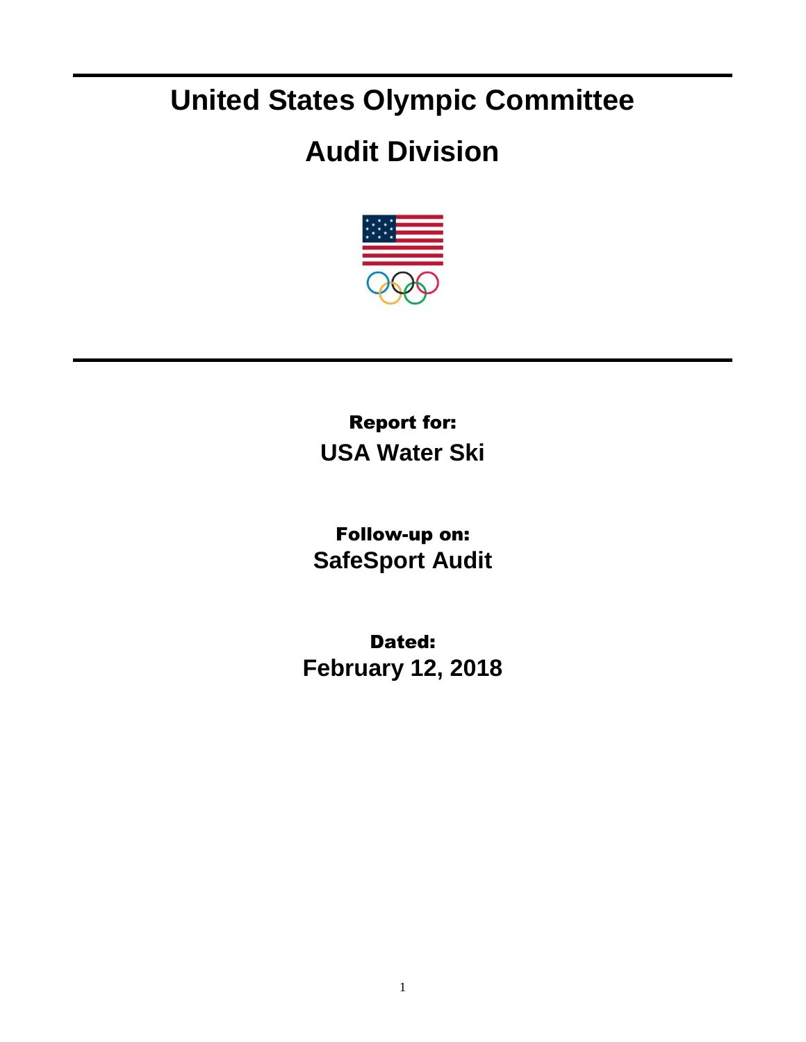# United States Olympic Committee

# Audit Division

**Report for:**

**USA Water Ski**

**Follow-up on:**

**SafeSport Audit**

**Dated:**

**February 12, 2018**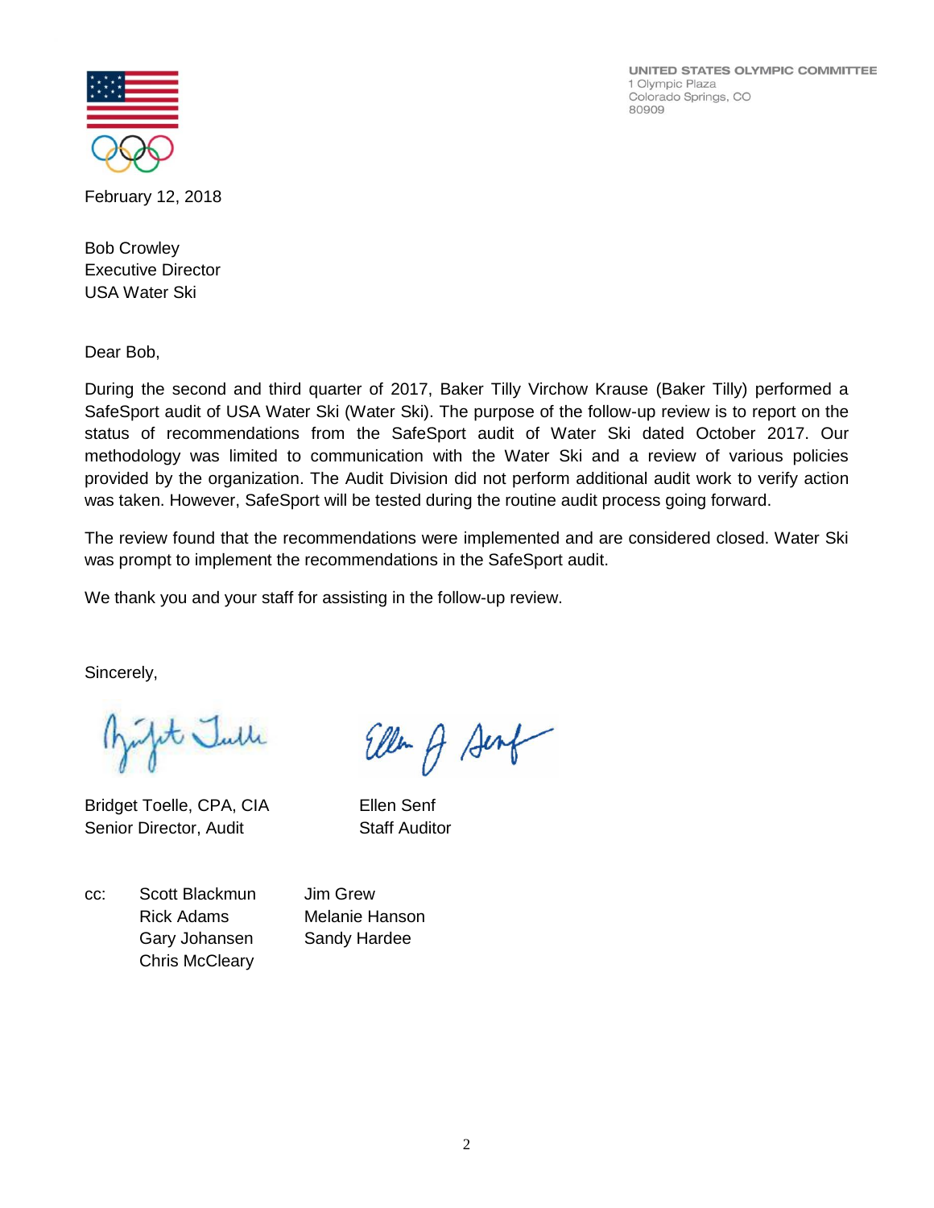UNITED STATES OLYMPIC COMMITTEE
1 Olympic Plaza
Colorado Springs, CO
80909

February 12, 2018

Bob Crowley
Executive Director
USA Water Ski

Dear Bob,

During the second and third quarter of 2017, Baker Tilly Virchow Krause (Baker Tilly) performed a SafeSport audit of USA Water Ski (Water Ski). The purpose of the follow-up review is to report on the status of recommendations from the SafeSport audit of Water Ski dated October 2017. Our methodology was limited to communication with the Water Ski and a review of various policies provided by the organization. The Audit Division did not perform additional audit work to verify action was taken. However, SafeSport will be tested during the routine audit process going forward.

The review found that the recommendations were implemented and are considered closed. Water Ski was prompt to implement the recommendations in the SafeSport audit.

We thank you and your staff for assisting in the follow-up review.

Sincerely,

Bridget Toelle, CPA, CIA
Senior Director, Audit

Ellen Senf
Staff Auditor

cc: Scott Blackmun
Rick Adams
Gary Johansen
Chris McCleary
Jim Grew
Melanie Hanson
Sandy Hardee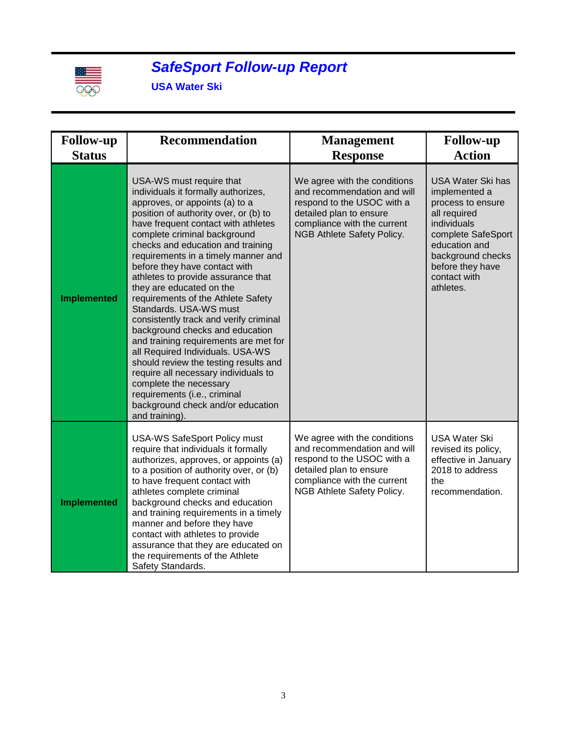# *SafeSport Follow-up Report*

**USA Water Ski**

| Follow-up Status | Recommendation | Management Response | Follow-up Action |
|---|---|---|---|
| **Implemented** | USA-WS must require that individuals it formally authorizes, approves, or appoints (a) to a position of authority over, or (b) to have frequent contact with athletes complete criminal background checks and education and training requirements in a timely manner and before they have contact with athletes to provide assurance that they are educated on the requirements of the Athlete Safety Standards. USA-WS must consistently track and verify criminal background checks and education and training requirements are met for all Required Individuals. USA-WS should review the testing results and require all necessary individuals to complete the necessary requirements (i.e., criminal background check and/or education and training). | We agree with the conditions and recommendation and will respond to the USOC with a detailed plan to ensure compliance with the current NGB Athlete Safety Policy. | USA Water Ski has implemented a process to ensure all required individuals complete SafeSport education and background checks before they have contact with athletes. |
| **Implemented** | USA-WS SafeSport Policy must require that individuals it formally authorizes, approves, or appoints (a) to a position of authority over, or (b) to have frequent contact with athletes complete criminal background checks and education and training requirements in a timely manner and before they have contact with athletes to provide assurance that they are educated on the requirements of the Athlete Safety Standards. | We agree with the conditions and recommendation and will respond to the USOC with a detailed plan to ensure compliance with the current NGB Athlete Safety Policy. | USA Water Ski revised its policy, effective in January 2018 to address the recommendation. |